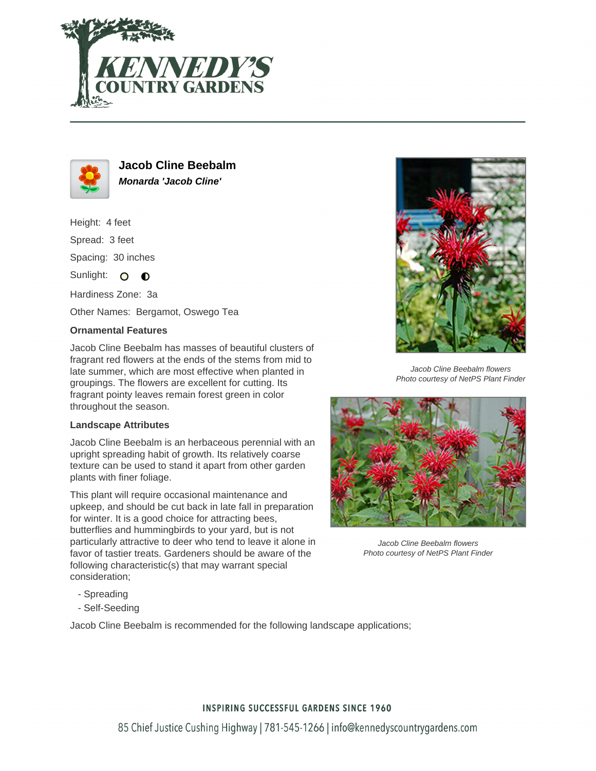# Jacob Cline Beebalm

***Monarda 'Jacob Cline'***

Height: 4 feet

Spread: 3 feet

Spacing: 30 inches

Sunlight:

Hardiness Zone: 3a

Other Names: Bergamot, Oswego Tea

**Ornamental Features**

Jacob Cline Beebalm has masses of beautiful clusters of fragrant red flowers at the ends of the stems from mid to late summer, which are most effective when planted in groupings. The flowers are excellent for cutting. Its fragrant pointy leaves remain forest green in color throughout the season.

**Landscape Attributes**

Jacob Cline Beebalm is an herbaceous perennial with an upright spreading habit of growth. Its relatively coarse texture can be used to stand it apart from other garden plants with finer foliage.

This plant will require occasional maintenance and upkeep, and should be cut back in late fall in preparation for winter. It is a good choice for attracting bees, butterflies and hummingbirds to your yard, but is not particularly attractive to deer who tend to leave it alone in favor of tastier treats. Gardeners should be aware of the following characteristic(s) that may warrant special consideration;

- Spreading
- Self-Seeding

Jacob Cline Beebalm is recommended for the following landscape applications;

*Jacob Cline Beebalm flowers*
*Photo courtesy of NetPS Plant Finder*

*Jacob Cline Beebalm flowers*
*Photo courtesy of NetPS Plant Finder*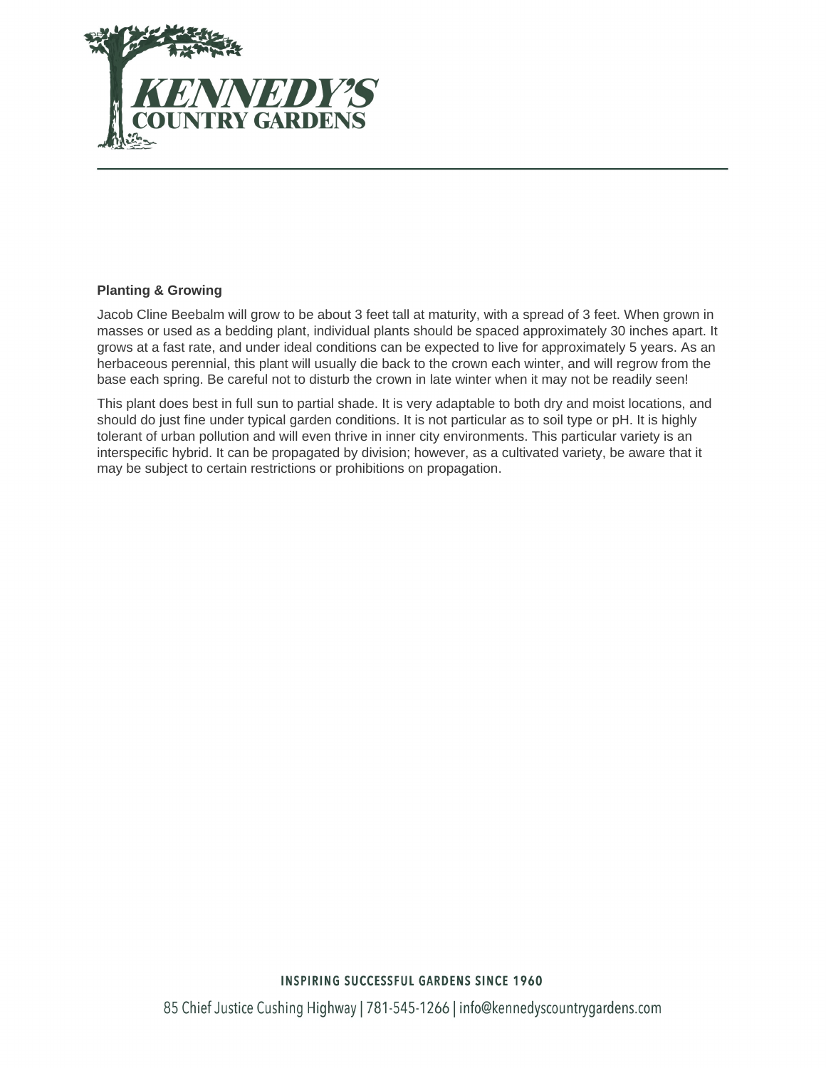**Planting & Growing**

Jacob Cline Beebalm will grow to be about 3 feet tall at maturity, with a spread of 3 feet. When grown in masses or used as a bedding plant, individual plants should be spaced approximately 30 inches apart. It grows at a fast rate, and under ideal conditions can be expected to live for approximately 5 years. As an herbaceous perennial, this plant will usually die back to the crown each winter, and will regrow from the base each spring. Be careful not to disturb the crown in late winter when it may not be readily seen!

This plant does best in full sun to partial shade. It is very adaptable to both dry and moist locations, and should do just fine under typical garden conditions. It is not particular as to soil type or pH. It is highly tolerant of urban pollution and will even thrive in inner city environments. This particular variety is an interspecific hybrid. It can be propagated by division; however, as a cultivated variety, be aware that it may be subject to certain restrictions or prohibitions on propagation.